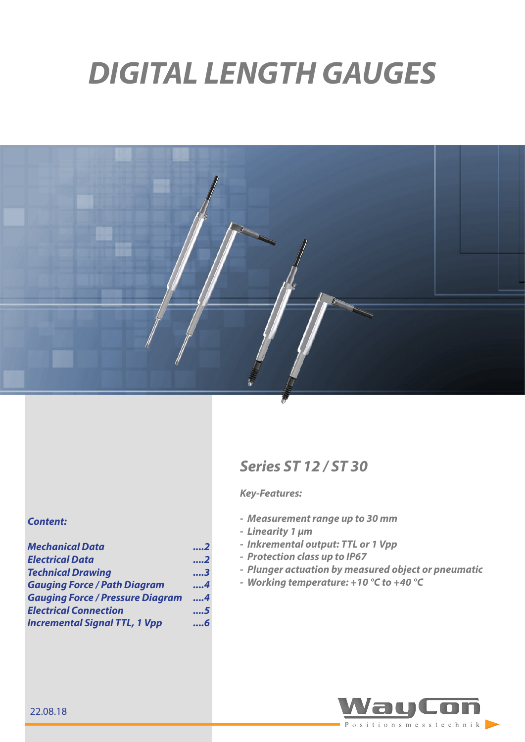# DIGITAL LENGTH GAUGES

## Series ST 12 / ST 30

***Key-Features:***

- ***Measurement range up to 30 mm***
- ***Linearity 1 µm***
- ***Inkremental output: TTL or 1 Vpp***
- ***Protection class up to IP67***
- ***Plunger actuation by measured object or pneumatic***
- ***Working temperature: +10 °C to +40 °C***

***Content:***

| | |
|---|---|
| ***Mechanical Data*** | ***....2*** |
| ***Electrical Data*** | ***....2*** |
| ***Technical Drawing*** | ***....3*** |
| ***Gauging Force / Path Diagram*** | ***....4*** |
| ***Gauging Force / Pressure Diagram*** | ***....4*** |
| ***Electrical Connection*** | ***....5*** |
| ***Incremental Signal TTL, 1 Vpp*** | ***....6*** |

22.08.18

WayCon Positionsmesstechnik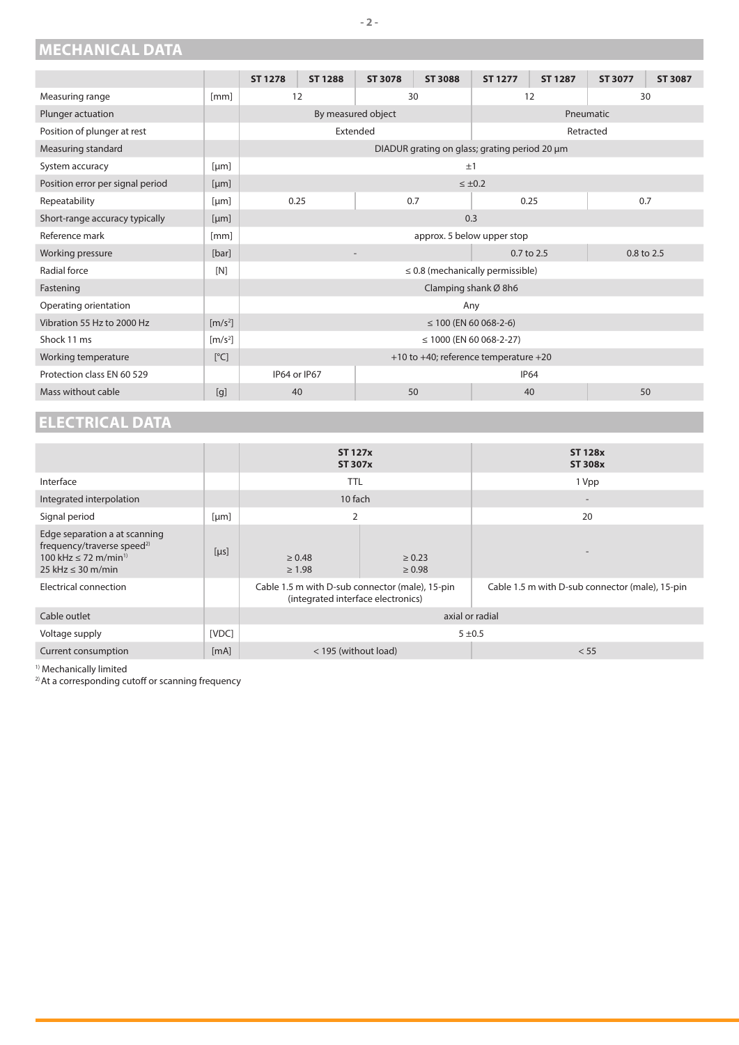## MECHANICAL DATA

| | | ST 1278 | ST 1288 | ST 3078 | ST 3088 | ST 1277 | ST 1287 | ST 3077 | ST 3087 |
|---|---|---|---|---|---|---|---|---|---|
| Measuring range | [mm] | 12 | | 30 | | 12 | | 30 | |
| Plunger actuation | | By measured object | | | | Pneumatic | | | |
| Position of plunger at rest | | Extended | | | | Retracted | | | |
| Measuring standard | | DIADUR grating on glass; grating period 20 µm | | | | | | | |
| System accuracy | [µm] | ±1 | | | | | | | |
| Position error per signal period | [µm] | ≤ ±0.2 | | | | | | | |
| Repeatability | [µm] | 0.25 | | 0.7 | | 0.25 | | 0.7 | |
| Short-range accuracy typically | [µm] | 0.3 | | | | | | | |
| Reference mark | [mm] | approx. 5 below upper stop | | | | | | | |
| Working pressure | [bar] | - | | | | 0.7 to 2.5 | | 0.8 to 2.5 | |
| Radial force | [N] | ≤ 0.8 (mechanically permissible) | | | | | | | |
| Fastening | | Clamping shank Ø 8h6 | | | | | | | |
| Operating orientation | | Any | | | | | | | |
| Vibration 55 Hz to 2000 Hz | [m/s²] | ≤ 100 (EN 60 068-2-6) | | | | | | | |
| Shock 11 ms | [m/s²] | ≤ 1000 (EN 60 068-2-27) | | | | | | | |
| Working temperature | [°C] | +10 to +40; reference temperature +20 | | | | | | | |
| Protection class EN 60 529 | | IP64 or IP67 | | IP64 | | | | | |
| Mass without cable | [g] | 40 | | 50 | | 40 | | 50 | |

## ELECTRICAL DATA

| | | ST 127x<br>ST 307x | | ST 128x<br>ST 308x |
|---|---|---|---|---|
| Interface | | TTL | | 1 Vpp |
| Integrated interpolation | | 10 fach | | - |
| Signal period | [µm] | 2 | | 20 |
| Edge separation a at scanning frequency/traverse speed[2]<br>100 kHz ≤ 72 m/min[1]<br>25 kHz ≤ 30 m/min | [µs] | ≥ 0.48<br>≥ 1.98 | ≥ 0.23<br>≥ 0.98 | - |
| Electrical connection | | Cable 1.5 m with D-sub connector (male), 15-pin (integrated interface electronics) | | Cable 1.5 m with D-sub connector (male), 15-pin |
| Cable outlet | | axial or radial | | |
| Voltage supply | [VDC] | 5 ±0.5 | | |
| Current consumption | [mA] | < 195 (without load) | | < 55 |

[1] Mechanically limited
[2] At a corresponding cutoff or scanning frequency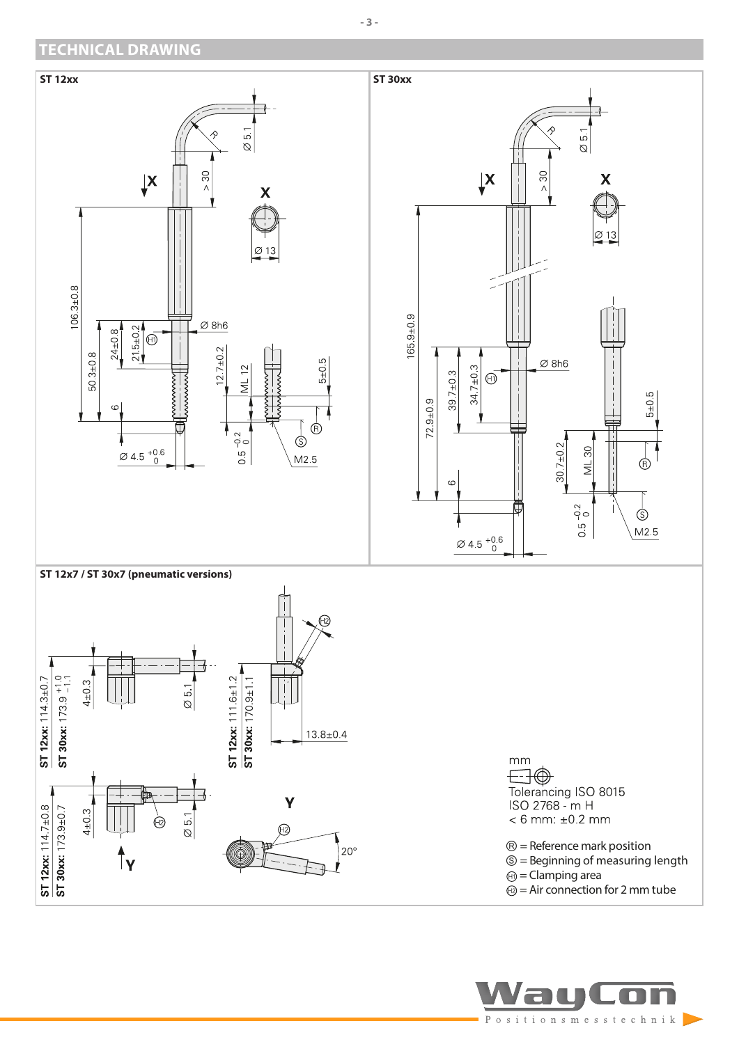## TECHNICAL DRAWING

**ST 12xx**

**ST 30xx**

**ST 12x7 / ST 30x7 (pneumatic versions)**

mm

Tolerancing ISO 8015
ISO 2768 - m H
< 6 mm: ±0.2 mm

Ⓡ = Reference mark position
Ⓢ = Beginning of measuring length
Ⓗ1 = Clamping area
Ⓗ2 = Air connection for 2 mm tube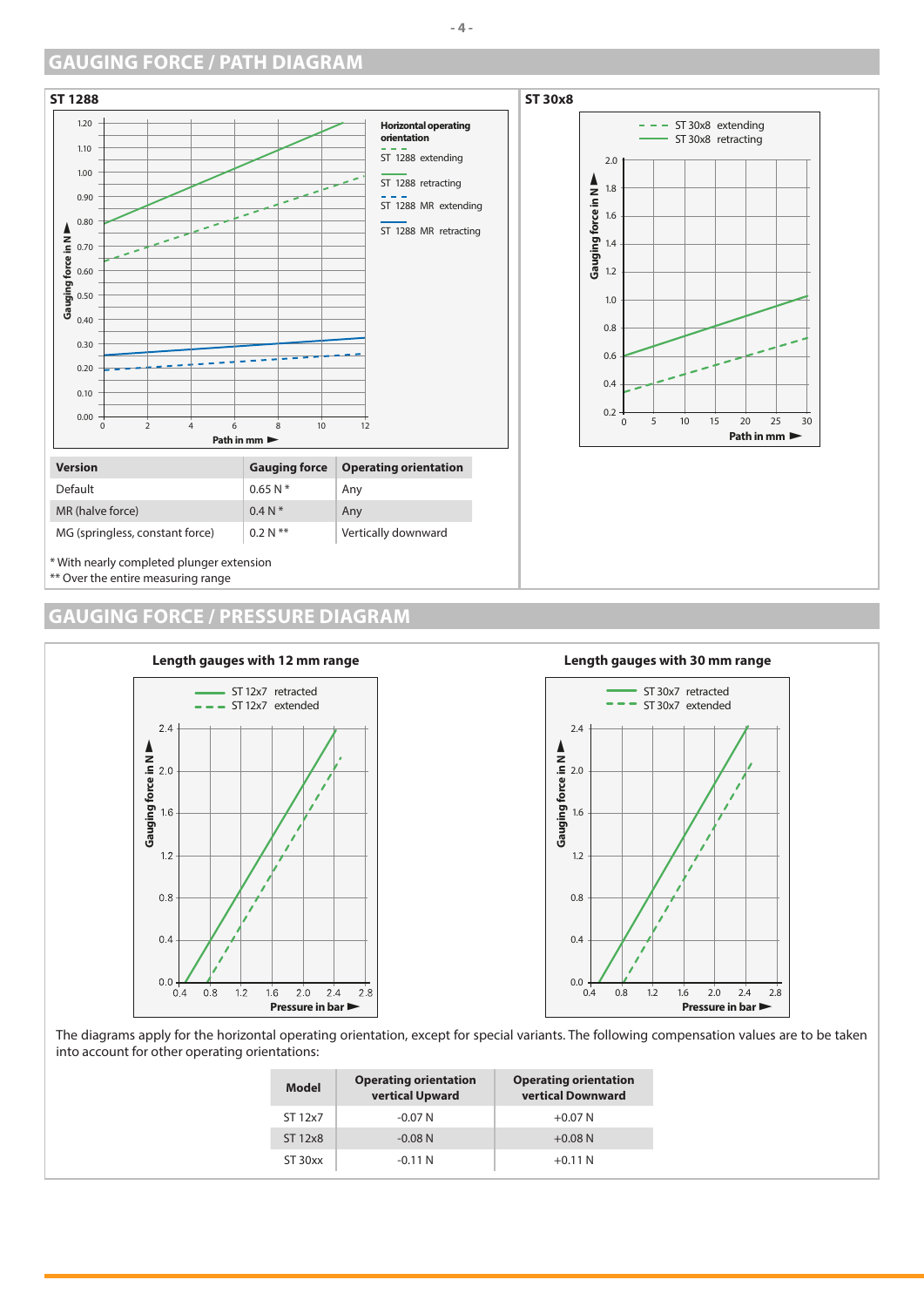## GAUGING FORCE / PATH DIAGRAM

### ST 1288

Horizontal operating orientation

- ST 1288 extending
- ST 1288 retracting
- ST 1288 MR extending
- ST 1288 MR retracting

Gauging force in N
Path in mm

### ST 30x8

- ST 30x8 extending
- ST 30x8 retracting

Gauging force in N
Path in mm

| Version | Gauging force | Operating orientation |
|---|---|---|
| Default | 0.65 N * | Any |
| MR (halve force) | 0.4 N * | Any |
| MG (springless, constant force) | 0.2 N ** | Vertically downward |

\* With nearly completed plunger extension
\*\* Over the entire measuring range

## GAUGING FORCE / PRESSURE DIAGRAM

### Length gauges with 12 mm range

- ST 12x7 retracted
- ST 12x7 extended

Gauging force in N
Pressure in bar

### Length gauges with 30 mm range

- ST 30x7 retracted
- ST 30x7 extended

Gauging force in N
Pressure in bar

The diagrams apply for the horizontal operating orientation, except for special variants. The following compensation values are to be taken into account for other operating orientations:

| Model | Operating orientation vertical Upward | Operating orientation vertical Downward |
|---|---|---|
| ST 12x7 | -0.07 N | +0.07 N |
| ST 12x8 | -0.08 N | +0.08 N |
| ST 30xx | -0.11 N | +0.11 N |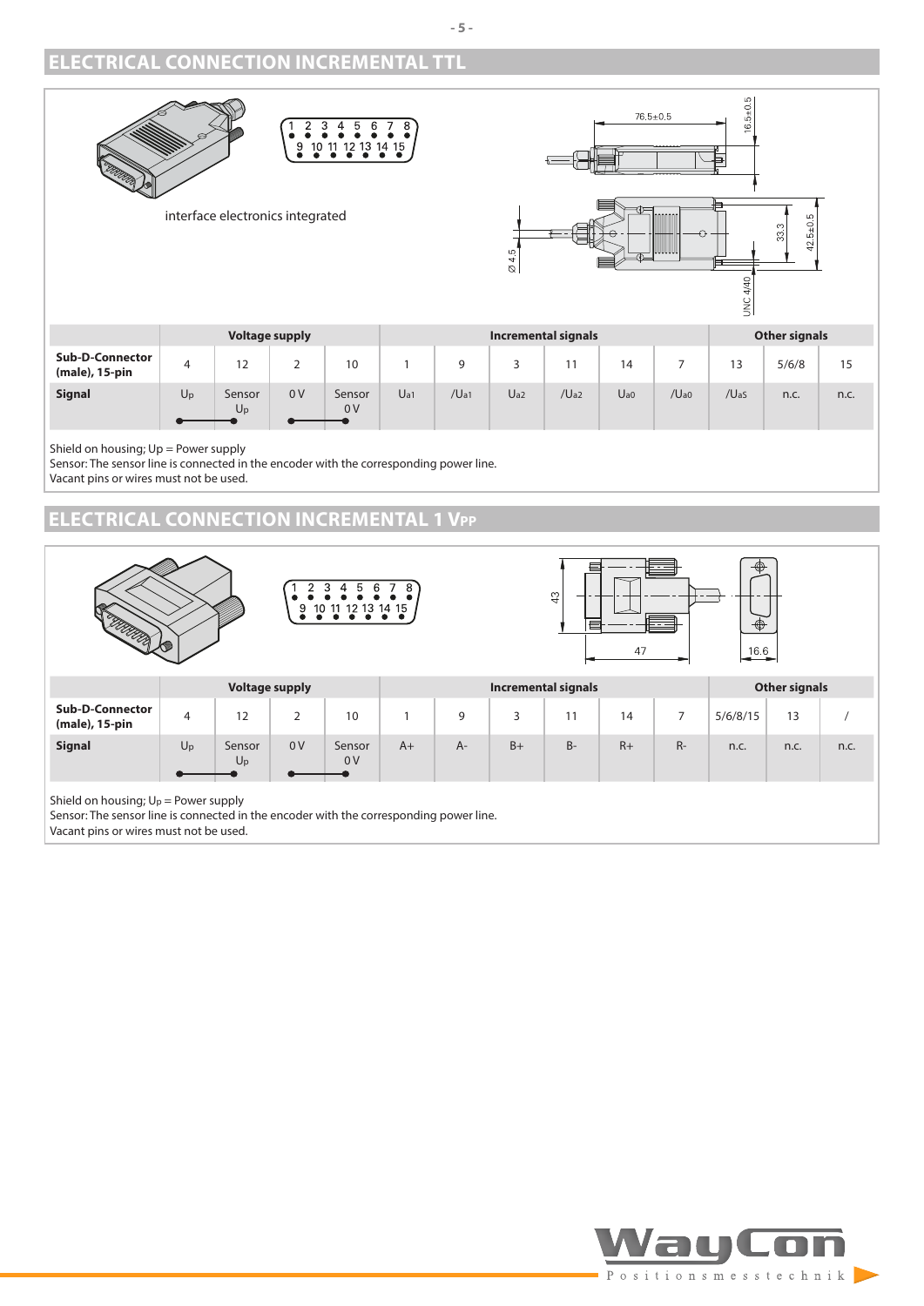## ELECTRICAL CONNECTION INCREMENTAL TTL

interface electronics integrated

| | Voltage supply | | | | Incremental signals | | | | | | Other signals | | |
|---|---|---|---|---|---|---|---|---|---|---|---|---|---|
| **Sub-D-Connector (male), 15-pin** | 4 | 12 | 2 | 10 | 1 | 9 | 3 | 11 | 14 | 7 | 13 | 5/6/8 | 15 |
| **Signal** | $U_p$ | Sensor $U_p$ | 0 V | Sensor 0 V | $U_{a1}$ | $/U_{a1}$ | $U_{a2}$ | $/U_{a2}$ | $U_{a0}$ | $/U_{a0}$ | $/U_{aS}$ | n.c. | n.c. |

Shield on housing; Up = Power supply
Sensor: The sensor line is connected in the encoder with the corresponding power line.
Vacant pins or wires must not be used.

## ELECTRICAL CONNECTION INCREMENTAL 1 VPP

| | Voltage supply | | | | Incremental signals | | | | | | Other signals | | |
|---|---|---|---|---|---|---|---|---|---|---|---|---|---|
| **Sub-D-Connector (male), 15-pin** | 4 | 12 | 2 | 10 | 1 | 9 | 3 | 11 | 14 | 7 | 5/6/8/15 | 13 | / |
| **Signal** | $U_p$ | Sensor $U_p$ | 0 V | Sensor 0 V | A+ | A- | B+ | B- | R+ | R- | n.c. | n.c. | n.c. |

Shield on housing; $U_p$ = Power supply
Sensor: The sensor line is connected in the encoder with the corresponding power line.
Vacant pins or wires must not be used.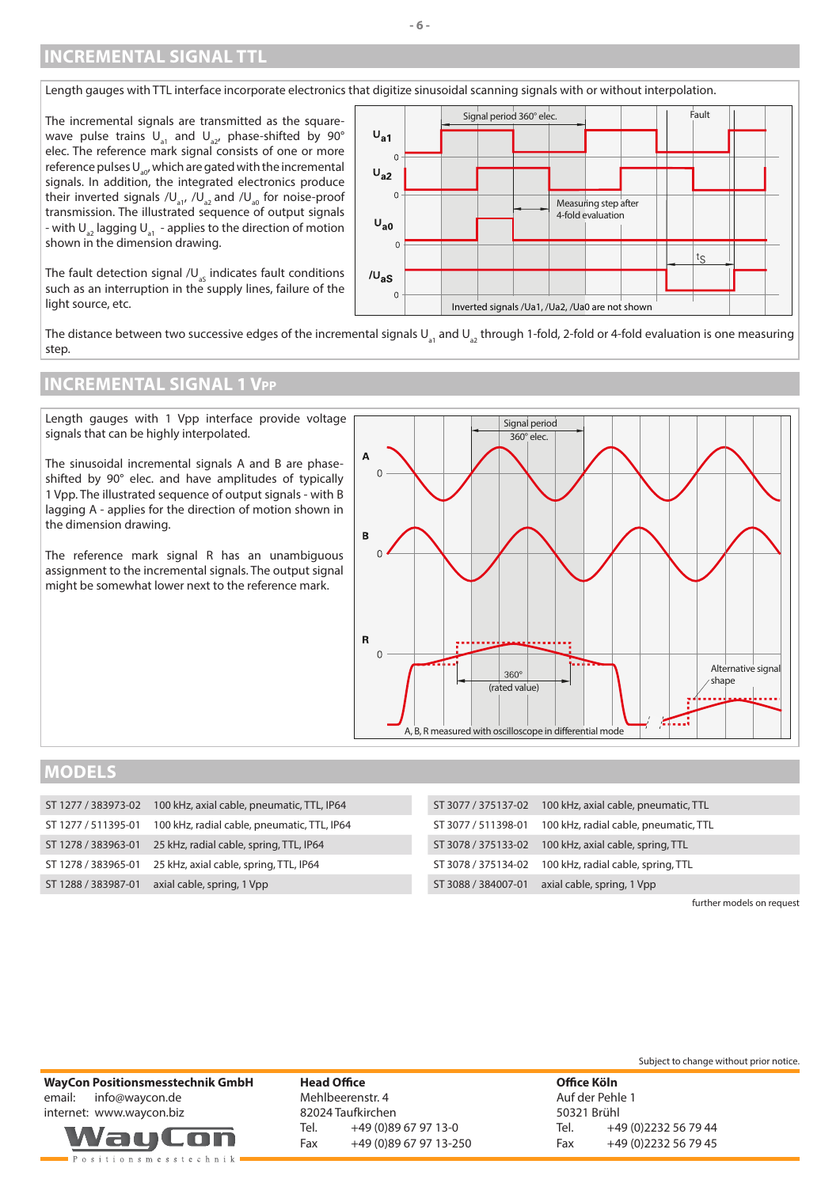## INCREMENTAL SIGNAL TTL

Length gauges with TTL interface incorporate electronics that digitize sinusoidal scanning signals with or without interpolation.

The incremental signals are transmitted as the square-wave pulse trains $U_{a1}$ and $U_{a2}$, phase-shifted by 90° elec. The reference mark signal consists of one or more reference pulses $U_{a0}$, which are gated with the incremental signals. In addition, the integrated electronics produce their inverted signals $/U_{a1}$, $/U_{a2}$ and $/U_{a0}$ for noise-proof transmission. The illustrated sequence of output signals - with $U_{a2}$ lagging $U_{a1}$ - applies to the direction of motion shown in the dimension drawing.

The fault detection signal $/U_{aS}$ indicates fault conditions such as an interruption in the supply lines, failure of the light source, etc.

Signal period 360° elec.
Fault
$U_{a1}$
0
$U_{a2}$
0
Measuring step after 4-fold evaluation
$U_{a0}$
0
$t_S$
$/U_{aS}$
0
Inverted signals /Ua1, /Ua2, /Ua0 are not shown

The distance between two successive edges of the incremental signals $U_{a1}$ and $U_{a2}$ through 1-fold, 2-fold or 4-fold evaluation is one measuring step.

## INCREMENTAL SIGNAL 1 $V_{PP}$

Length gauges with 1 Vpp interface provide voltage signals that can be highly interpolated.

The sinusoidal incremental signals A and B are phase-shifted by 90° elec. and have amplitudes of typically 1 Vpp. The illustrated sequence of output signals - with B lagging A - applies for the direction of motion shown in the dimension drawing.

The reference mark signal R has an unambiguous assignment to the incremental signals. The output signal might be somewhat lower next to the reference mark.

Signal period 360° elec.
A
0
B
0
R
0
360° (rated value)
Alternative signal shape
A, B, R measured with oscilloscope in differential mode

## MODELS

| | |
|---|---|
| ST 1277 / 383973-02 | 100 kHz, axial cable, pneumatic, TTL, IP64 |
| ST 1277 / 511395-01 | 100 kHz, radial cable, pneumatic, TTL, IP64 |
| ST 1278 / 383963-01 | 25 kHz, radial cable, spring, TTL, IP64 |
| ST 1278 / 383965-01 | 25 kHz, axial cable, spring, TTL, IP64 |
| ST 1288 / 383987-01 | axial cable, spring, 1 Vpp |
| ST 3077 / 375137-02 | 100 kHz, axial cable, pneumatic, TTL |
| ST 3077 / 511398-01 | 100 kHz, radial cable, pneumatic, TTL |
| ST 3078 / 375133-02 | 100 kHz, axial cable, spring, TTL |
| ST 3078 / 375134-02 | 100 kHz, radial cable, spring, TTL |
| ST 3088 / 384007-01 | axial cable, spring, 1 Vpp |

further models on request

Subject to change without prior notice.

**WayCon Positionsmesstechnik GmbH**
email: info@waycon.de
internet: www.waycon.biz

**Head Office**
Mehlbeerenstr. 4
82024 Taufkirchen
Tel. +49 (0)89 67 97 13-0
Fax +49 (0)89 67 97 13-250

**Office Köln**
Auf der Pehle 1
50321 Brühl
Tel. +49 (0)2232 56 79 44
Fax +49 (0)2232 56 79 45